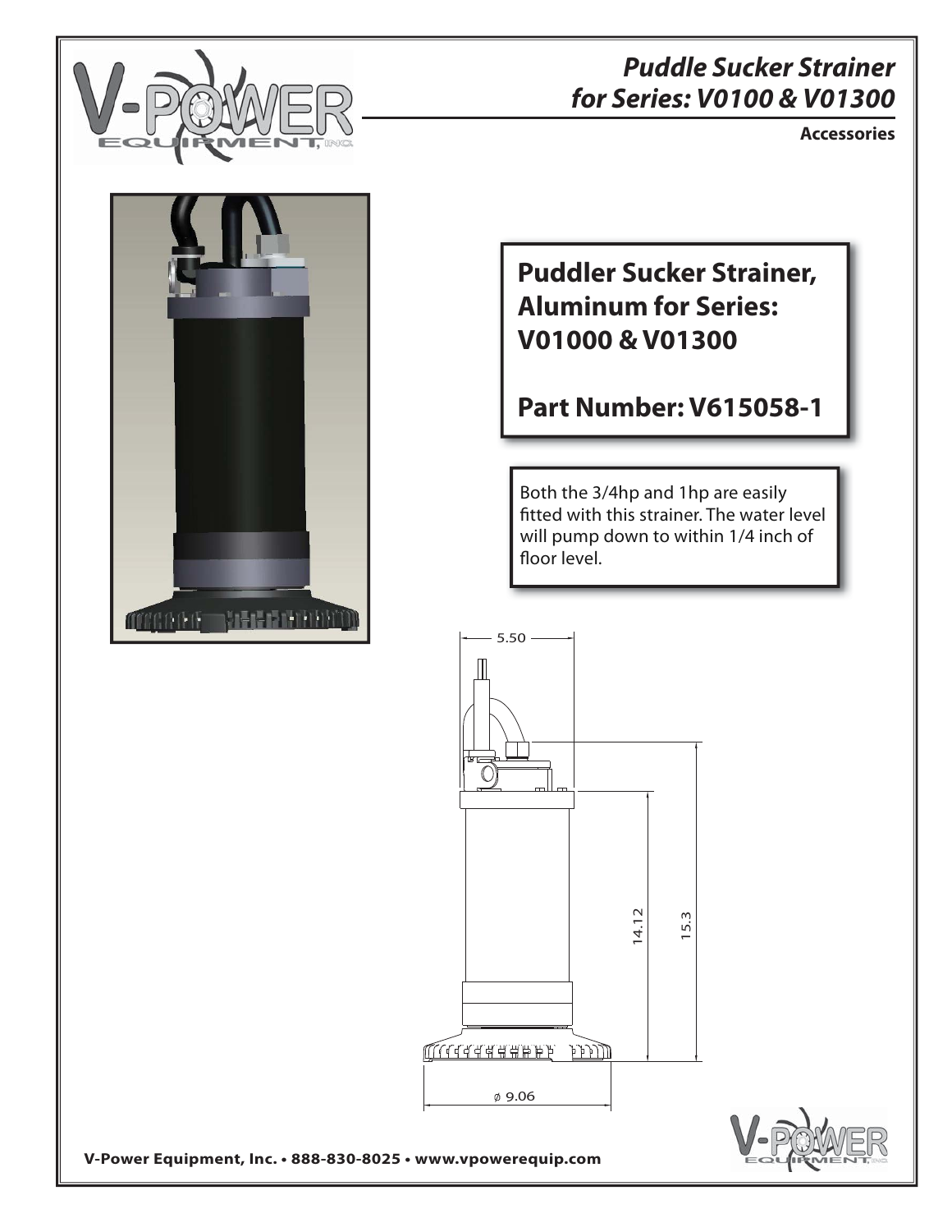# Puddle Sucker Strainer for Series: V0100 & V01300

**Accessories**

## Puddler Sucker Strainer, Aluminum for Series: V01000 & V01300

## Part Number: V615058-1

Both the 3/4hp and 1hp are easily fitted with this strainer. The water level will pump down to within 1/4 inch of floor level.

5.50

14.12

15.3

ø 9.06

**V-Power Equipment, Inc. • 888-830-8025 • www.vpowerequip.com**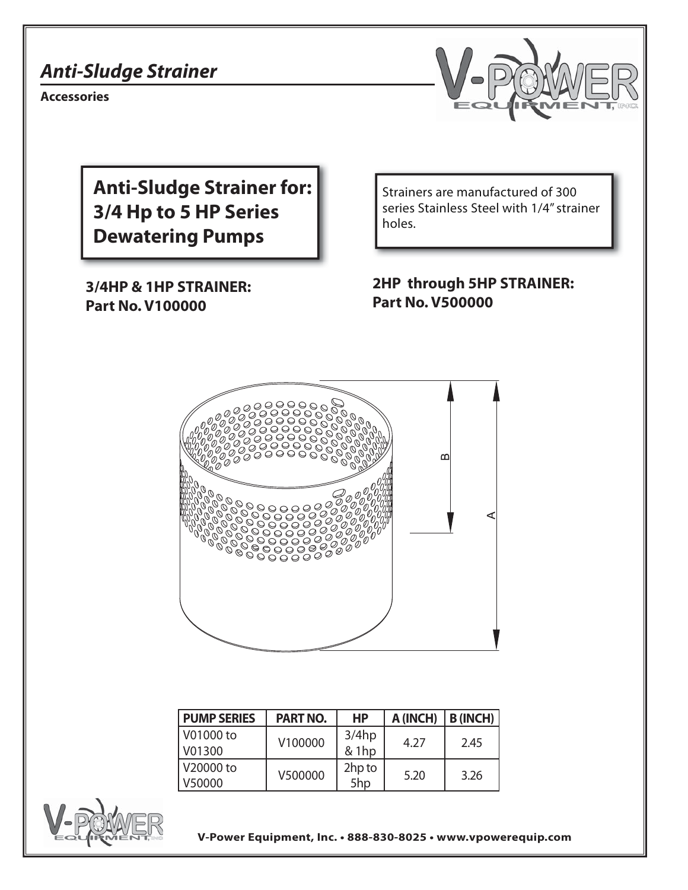## *Anti-Sludge Strainer*

**Accessories**

**Anti-Sludge Strainer for: 3/4 Hp to 5 HP Series Dewatering Pumps**

Strainers are manufactured of 300 series Stainless Steel with 1/4" strainer holes.

**3/4HP & 1HP STRAINER: Part No. V100000**

**2HP through 5HP STRAINER: Part No. V500000**

B

A

| PUMP SERIES | PART NO. | HP | A (INCH) | B (INCH) |
|---|---|---|---|---|
| V01000 to V01300 | V100000 | 3/4hp & 1hp | 4.27 | 2.45 |
| V20000 to V50000 | V500000 | 2hp to 5hp | 5.20 | 3.26 |

V-Power Equipment, Inc. • 888-830-8025 • www.vpowerequip.com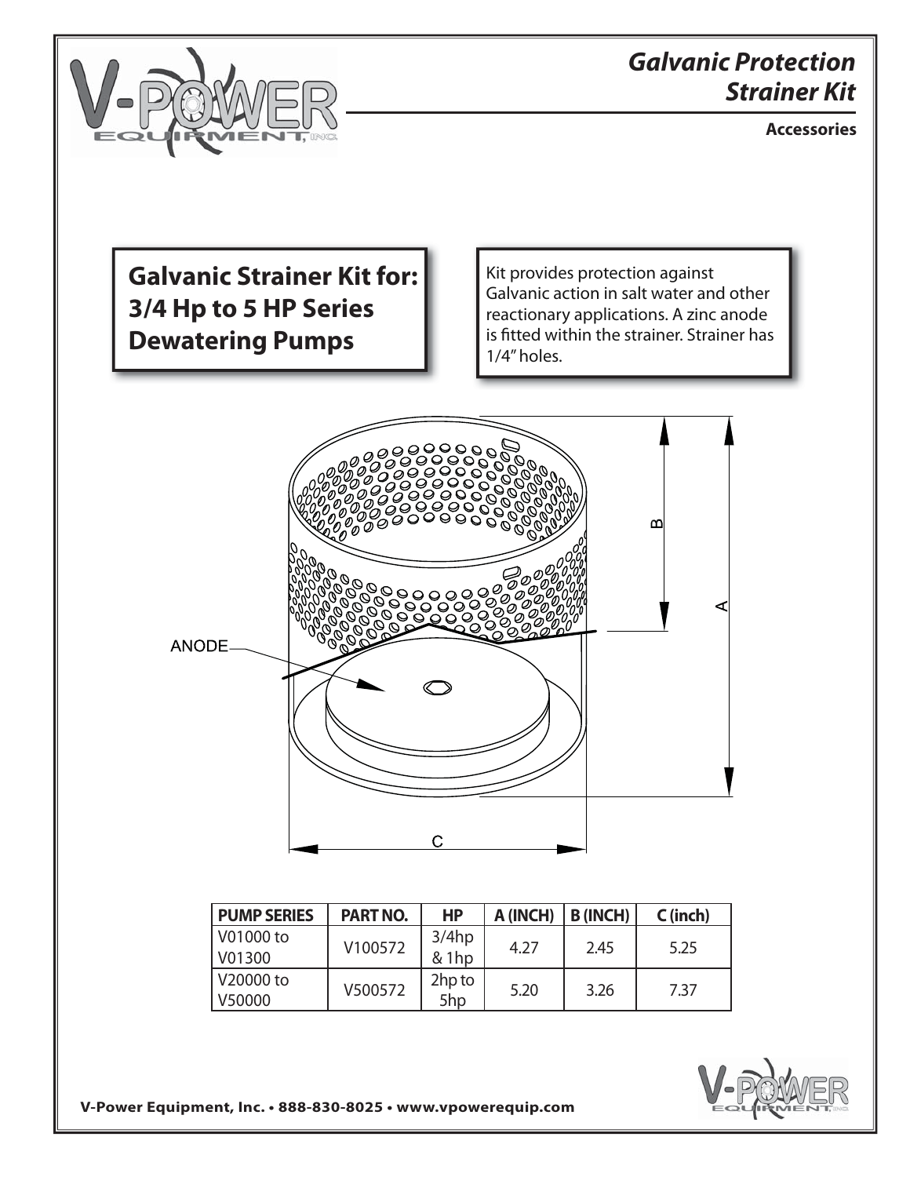# *Galvanic Protection Strainer Kit*

**Accessories**

## Galvanic Strainer Kit for: 3/4 Hp to 5 HP Series Dewatering Pumps

Kit provides protection against Galvanic action in salt water and other reactionary applications. A zinc anode is fitted within the strainer. Strainer has 1/4" holes.

ANODE

B

A

C

| PUMP SERIES | PART NO. | HP | A (INCH) | B (INCH) | C (inch) |
|---|---|---|---|---|---|
| V01000 to V01300 | V100572 | 3/4hp & 1hp | 4.27 | 2.45 | 5.25 |
| V20000 to V50000 | V500572 | 2hp to 5hp | 5.20 | 3.26 | 7.37 |

**V-Power Equipment, Inc. • 888-830-8025 • www.vpowerequip.com**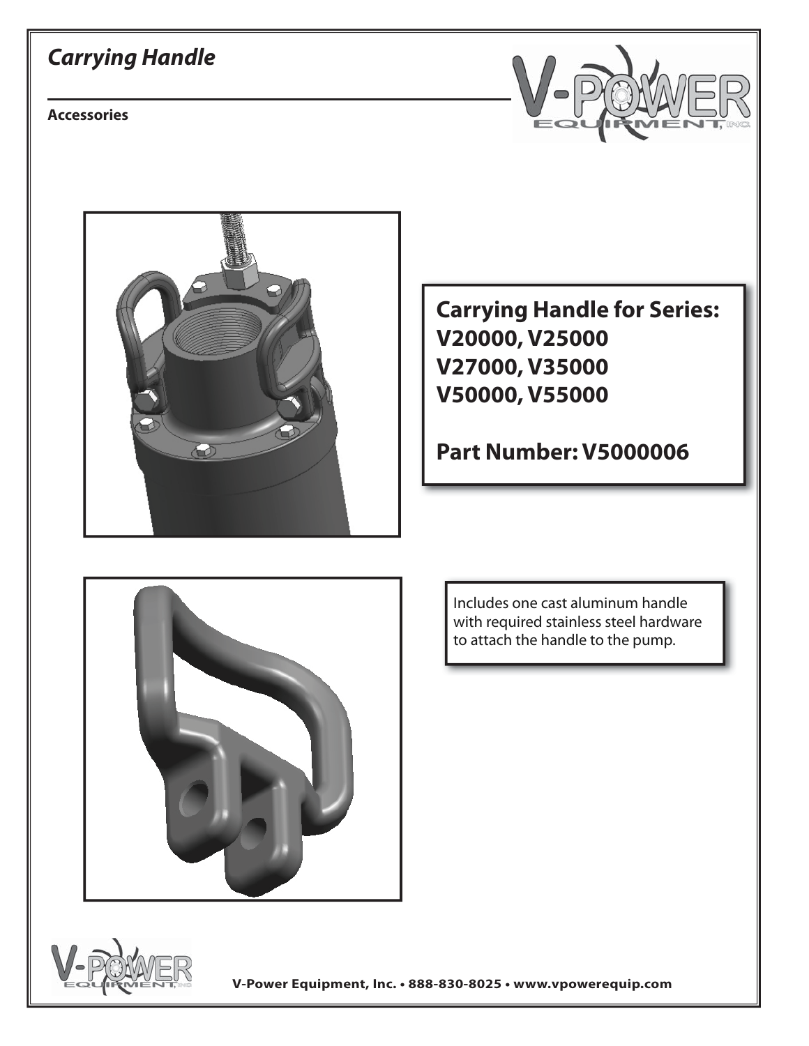# *Carrying Handle*

**Accessories**

## Carrying Handle for Series: V20000, V25000 V27000, V35000 V50000, V55000

## Part Number: V5000006

Includes one cast aluminum handle with required stainless steel hardware to attach the handle to the pump.

**V-Power Equipment, Inc. • 888-830-8025 • www.vpowerequip.com**